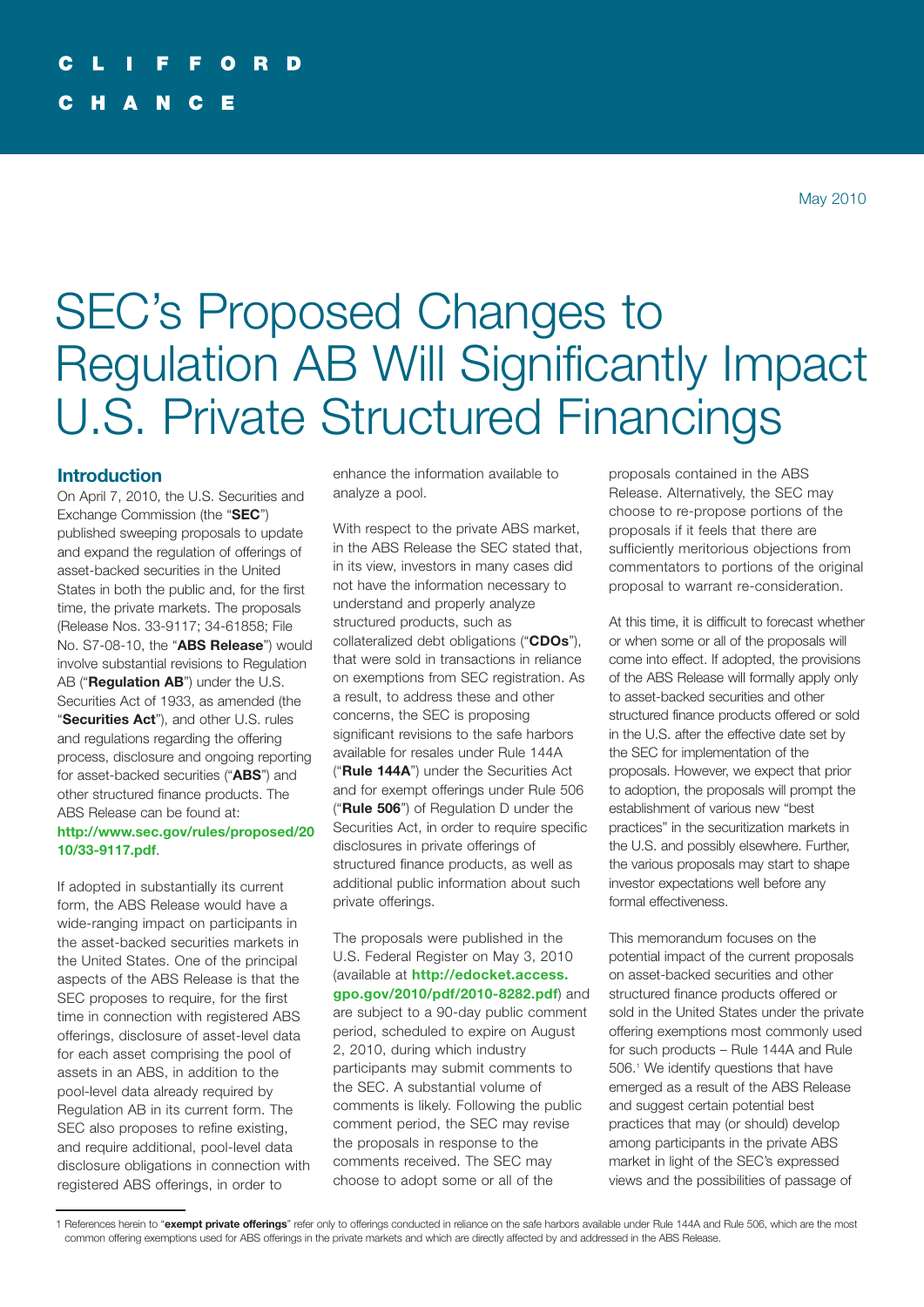CLIFFORD

CHANCE

May 2010

# SEC's Proposed Changes to Regulation AB Will Significantly Impact U.S. Private Structured Financings

## Introduction

On April 7, 2010, the U.S. Securities and Exchange Commission (the "**SEC**") published sweeping proposals to update and expand the regulation of offerings of asset-backed securities in the United States in both the public and, for the first time, the private markets. The proposals (Release Nos. 33-9117; 34-61858; File No. S7-08-10, the "**ABS Release**") would involve substantial revisions to Regulation AB ("**Regulation AB**") under the U.S. Securities Act of 1933, as amended (the "**Securities Act**"), and other U.S. rules and regulations regarding the offering process, disclosure and ongoing reporting for asset-backed securities ("**ABS**") and other structured finance products. The ABS Release can be found at: **http://www.sec.gov/rules/proposed/2010/33-9117.pdf**.

If adopted in substantially its current form, the ABS Release would have a wide-ranging impact on participants in the asset-backed securities markets in the United States. One of the principal aspects of the ABS Release is that the SEC proposes to require, for the first time in connection with registered ABS offerings, disclosure of asset-level data for each asset comprising the pool of assets in an ABS, in addition to the pool-level data already required by Regulation AB in its current form. The SEC also proposes to refine existing, and require additional, pool-level data disclosure obligations in connection with registered ABS offerings, in order to enhance the information available to analyze a pool.

With respect to the private ABS market, in the ABS Release the SEC stated that, in its view, investors in many cases did not have the information necessary to understand and properly analyze structured products, such as collateralized debt obligations ("**CDOs**"), that were sold in transactions in reliance on exemptions from SEC registration. As a result, to address these and other concerns, the SEC is proposing significant revisions to the safe harbors available for resales under Rule 144A ("**Rule 144A**") under the Securities Act and for exempt offerings under Rule 506 ("**Rule 506**") of Regulation D under the Securities Act, in order to require specific disclosures in private offerings of structured finance products, as well as additional public information about such private offerings.

The proposals were published in the U.S. Federal Register on May 3, 2010 (available at **http://edocket.access.gpo.gov/2010/pdf/2010-8282.pdf**) and are subject to a 90-day public comment period, scheduled to expire on August 2, 2010, during which industry participants may submit comments to the SEC. A substantial volume of comments is likely. Following the public comment period, the SEC may revise the proposals in response to the comments received. The SEC may choose to adopt some or all of the proposals contained in the ABS Release. Alternatively, the SEC may choose to re-propose portions of the proposals if it feels that there are sufficiently meritorious objections from commentators to portions of the original proposal to warrant re-consideration.

At this time, it is difficult to forecast whether or when some or all of the proposals will come into effect. If adopted, the provisions of the ABS Release will formally apply only to asset-backed securities and other structured finance products offered or sold in the U.S. after the effective date set by the SEC for implementation of the proposals. However, we expect that prior to adoption, the proposals will prompt the establishment of various new "best practices" in the securitization markets in the U.S. and possibly elsewhere. Further, the various proposals may start to shape investor expectations well before any formal effectiveness.

This memorandum focuses on the potential impact of the current proposals on asset-backed securities and other structured finance products offered or sold in the United States under the private offering exemptions most commonly used for such products – Rule 144A and Rule 506.[1] We identify questions that have emerged as a result of the ABS Release and suggest certain best practices that may (or should) develop among participants in the private ABS market in light of the SEC's expressed views and the possibilities of passage of

---

[1] References herein to "**exempt private offerings**" refer only to offerings conducted in reliance on the safe harbors available under Rule 144A and Rule 506, which are the most common offering exemptions used for ABS offerings in the private markets and which are directly affected by and addressed in the ABS Release.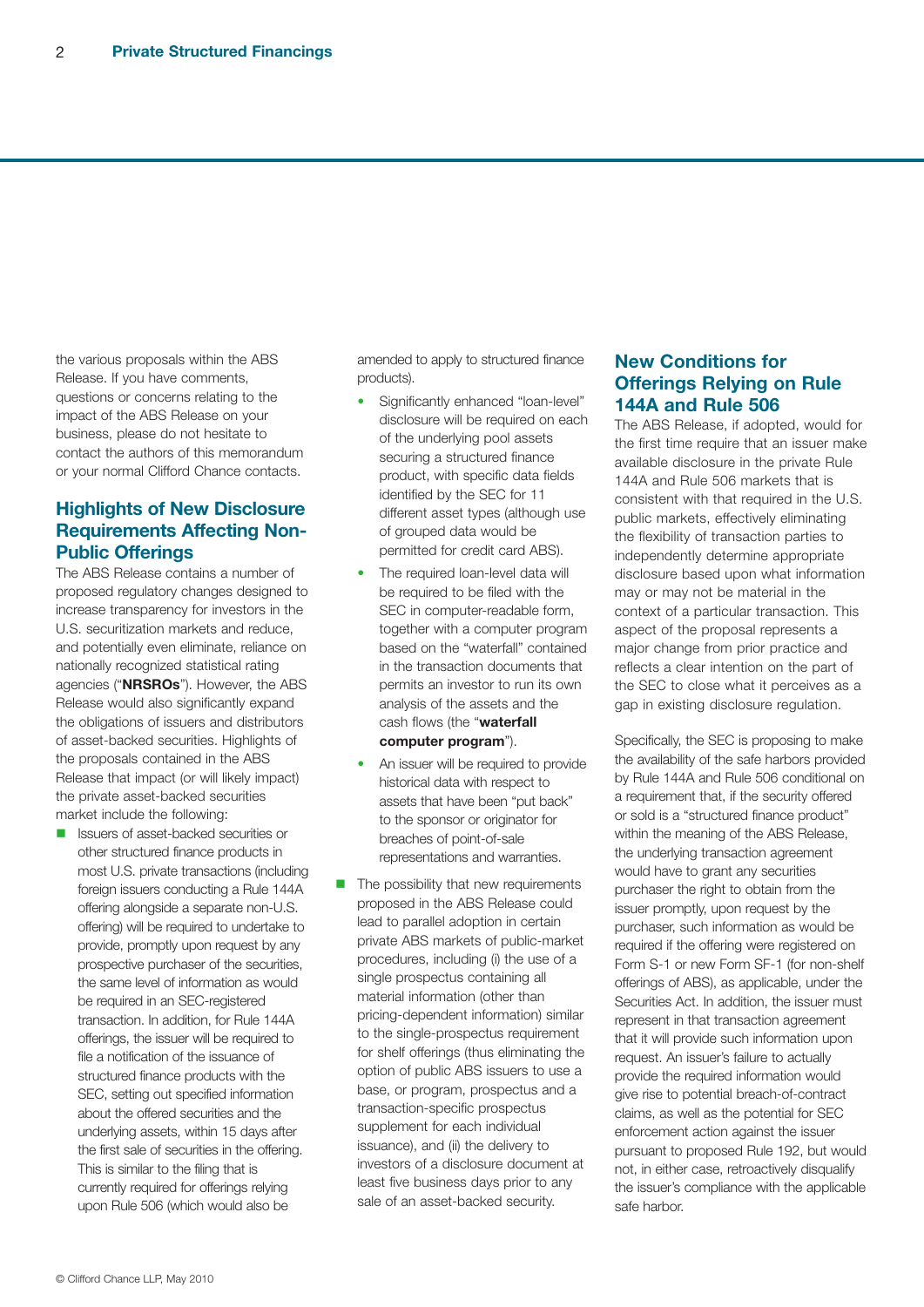the various proposals within the ABS Release. If you have comments, questions or concerns relating to the impact of the ABS Release on your business, please do not hesitate to contact the authors of this memorandum or your normal Clifford Chance contacts.

## Highlights of New Disclosure Requirements Affecting Non-Public Offerings

The ABS Release contains a number of proposed regulatory changes designed to increase transparency for investors in the U.S. securitization markets and reduce, and potentially even eliminate, reliance on nationally recognized statistical rating agencies ("**NRSROs**"). However, the ABS Release would also significantly expand the obligations of issuers and distributors of asset-backed securities. Highlights of the proposals contained in the ABS Release that impact (or will likely impact) the private asset-backed securities market include the following:

- Issuers of asset-backed securities or other structured finance products in most U.S. private transactions (including foreign issuers conducting a Rule 144A offering alongside a separate non-U.S. offering) will be required to undertake to provide, promptly upon request by any prospective purchaser of the securities, the same level of information as would be required in an SEC-registered transaction. In addition, for Rule 144A offerings, the issuer will be required to file a notification of the issuance of structured finance products with the SEC, setting out specified information about the offered securities and the underlying assets, within 15 days after the first sale of securities in the offering. This is similar to the filing that is currently required for offerings relying upon Rule 506 (which would also be amended to apply to structured finance products).
  - Significantly enhanced "loan-level" disclosure will be required on each of the underlying pool assets securing a structured finance product, with specific data fields identified by the SEC for 11 different asset types (although use of grouped data would be permitted for credit card ABS).
  - The required loan-level data will be required to be filed with the SEC in computer-readable form, together with a computer program based on the "waterfall" contained in the transaction documents that permits an investor to run its own analysis of the assets and the cash flows (the "**waterfall computer program**").
  - An issuer will be required to provide historical data with respect to assets that have been "put back" to the sponsor or originator for breaches of point-of-sale representations and warranties.
- The possibility that new requirements proposed in the ABS Release could lead to parallel adoption in certain private ABS markets of public-market procedures, including (i) the use of a single prospectus containing all material information (other than pricing-dependent information) similar to the single-prospectus requirement for shelf offerings (thus eliminating the option of public ABS issuers to use a base, or program, prospectus and a transaction-specific prospectus supplement for each individual issuance), and (ii) the delivery to investors of a disclosure document at least five business days prior to any sale of an asset-backed security.

## New Conditions for Offerings Relying on Rule 144A and Rule 506

The ABS Release, if adopted, would for the first time require that an issuer make available disclosure in the private Rule 144A and Rule 506 markets that is consistent with that required in the U.S. public markets, effectively eliminating the flexibility of transaction parties to independently determine appropriate disclosure based upon what information may or may not be material in the context of a particular transaction. This aspect of the proposal represents a major change from prior practice and reflects a clear intention on the part of the SEC to close what it perceives as a gap in existing disclosure regulation.

Specifically, the SEC is proposing to make the availability of the safe harbors provided by Rule 144A and Rule 506 conditional on a requirement that, if the security offered or sold is a "structured finance product" within the meaning of the ABS Release, the underlying transaction agreement would have to grant any securities purchaser the right to obtain from the issuer promptly, upon request by the purchaser, such information as would be required if the offering were registered on Form S-1 or new Form SF-1 (for non-shelf offerings of ABS), as applicable, under the Securities Act. In addition, the issuer must represent in that transaction agreement that it will provide such information upon request. An issuer's failure to actually provide the required information would give rise to potential breach-of-contract claims, as well as the potential for SEC enforcement action against the issuer pursuant to proposed Rule 192, but would not, in either case, retroactively disqualify the issuer's compliance with the applicable safe harbor.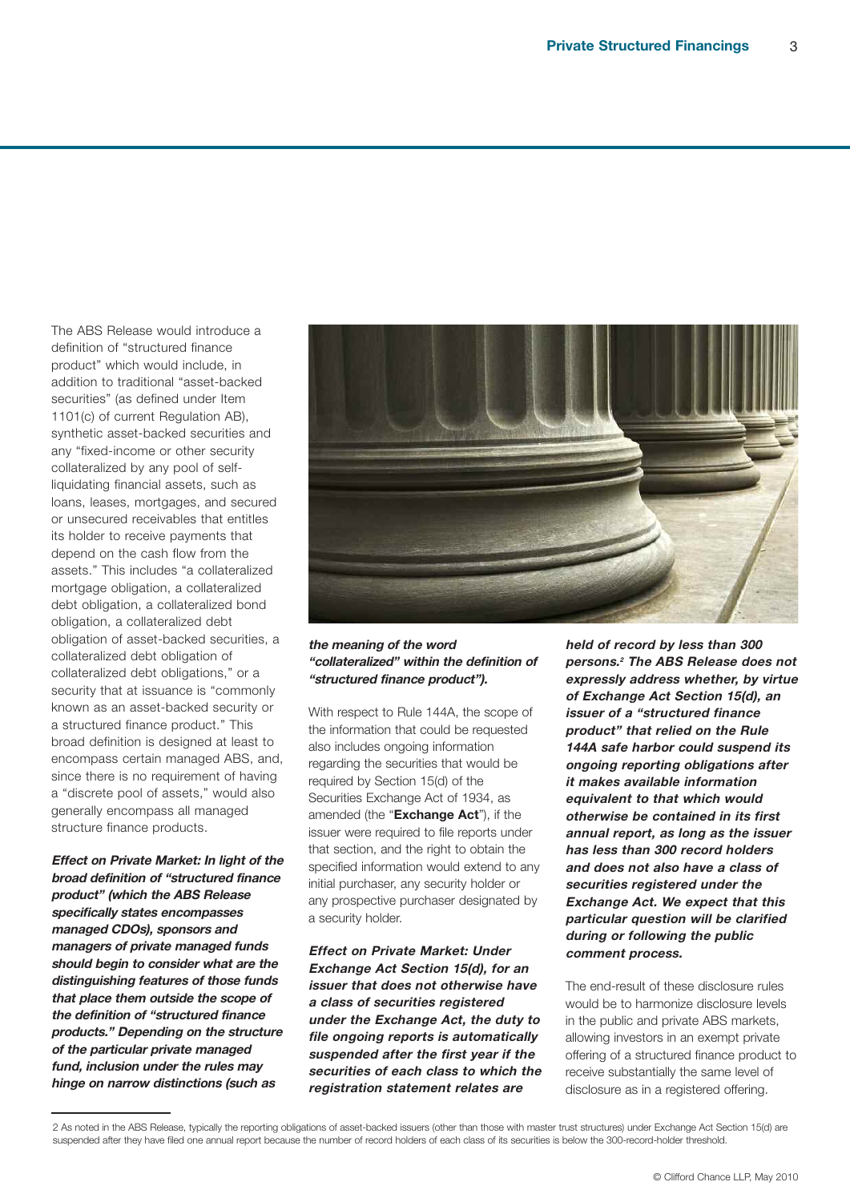The ABS Release would introduce a definition of "structured finance product" which would include, in addition to traditional "asset-backed securities" (as defined under Item 1101(c) of current Regulation AB), synthetic asset-backed securities and any "fixed-income or other security collateralized by any pool of self-liquidating financial assets, such as loans, leases, mortgages, and secured or unsecured receivables that entitles its holder to receive payments that depend on the cash flow from the assets." This includes "a collateralized mortgage obligation, a collateralized debt obligation, a collateralized bond obligation, a collateralized debt obligation of asset-backed securities, a collateralized debt obligation of collateralized debt obligations," or a security that at issuance is "commonly known as an asset-backed security or a structured finance product." This broad definition is designed at least to encompass certain managed ABS, and, since there is no requirement of having a "discrete pool of assets," would also generally encompass all managed structure finance products.

***Effect on Private Market: In light of the broad definition of "structured finance product" (which the ABS Release specifically states encompasses managed CDOs), sponsors and managers of private managed funds should begin to consider what are the distinguishing features of those funds that place them outside the scope of the definition of "structured finance products." Depending on the structure of the particular private managed fund, inclusion under the rules may hinge on narrow distinctions (such as the meaning of the word "collateralized" within the definition of "structured finance product").***

With respect to Rule 144A, the scope of the information that could be requested also includes ongoing information regarding the securities that would be required by Section 15(d) of the Securities Exchange Act of 1934, as amended (the "**Exchange Act**"), if the issuer were required to file reports under that section, and the right to obtain the specified information would extend to any initial purchaser, any security holder or any prospective purchaser designated by a security holder.

***Effect on Private Market: Under Exchange Act Section 15(d), for an issuer that does not otherwise have a class of securities registered under the Exchange Act, the duty to file ongoing reports is automatically suspended after the first year if the securities of each class to which the registration statement relates are held of record by less than 300 persons.[2] The ABS Release does not expressly address whether, by virtue of Exchange Act Section 15(d), an issuer of a "structured finance product" that relied on the Rule 144A safe harbor could suspend its ongoing reporting obligations after it makes available information equivalent to that which would otherwise be contained in its first annual report, as long as the issuer has less than 300 record holders and does not also have a class of securities registered under the Exchange Act. We expect that this particular question will be clarified during or following the public comment process.***

The end-result of these disclosure rules would be to harmonize disclosure levels in the public and private ABS markets, allowing investors in an exempt private offering of a structured finance product to receive substantially the same level of disclosure as in a registered offering.

---

2 As noted in the ABS Release, typically the reporting obligations of asset-backed issuers (other than those with master trust structures) under Exchange Act Section 15(d) are suspended after they have filed one annual report because the number of record holders of each class of its securities is below the 300-record-holder threshold.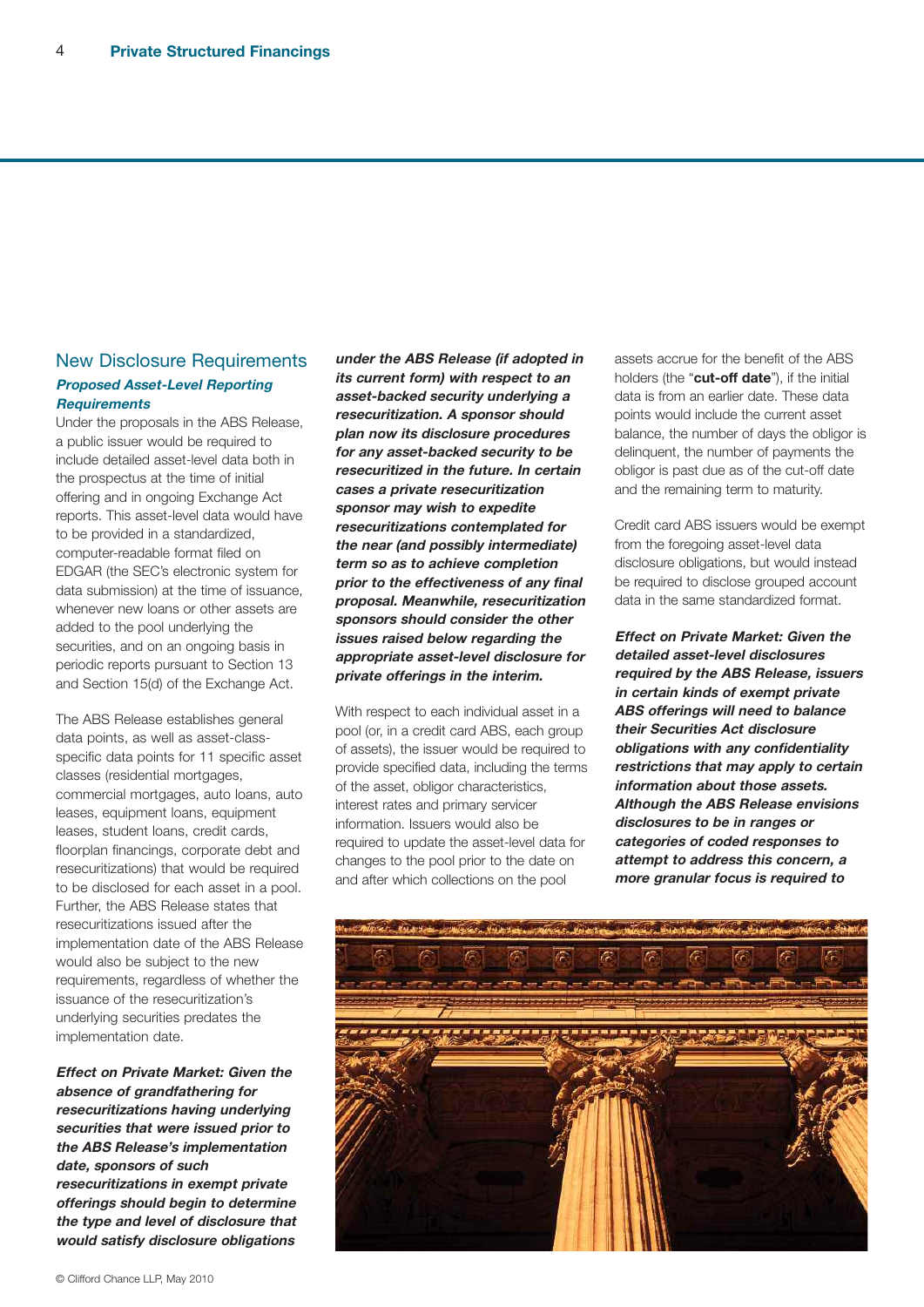## New Disclosure Requirements

### *Proposed Asset-Level Reporting Requirements*

Under the proposals in the ABS Release, a public issuer would be required to include detailed asset-level data both in the prospectus at the time of initial offering and in ongoing Exchange Act reports. This asset-level data would have to be provided in a standardized, computer-readable format filed on EDGAR (the SEC's electronic system for data submission) at the time of issuance, whenever new loans or other assets are added to the pool underlying the securities, and on an ongoing basis in periodic reports pursuant to Section 13 and Section 15(d) of the Exchange Act.

The ABS Release establishes general data points, as well as asset-class-specific data points for 11 specific asset classes (residential mortgages, commercial mortgages, auto loans, auto leases, equipment loans, equipment leases, student loans, credit cards, floorplan financings, corporate debt and resecuritizations) that would be required to be disclosed for each asset in a pool. Further, the ABS Release states that resecuritizations issued after the implementation date of the ABS Release would also be subject to the new requirements, regardless of whether the issuance of the resecuritization's underlying securities predates the implementation date.

***Effect on Private Market: Given the absence of grandfathering for resecuritizations having underlying securities that were issued prior to the ABS Release's implementation date, sponsors of such resecuritizations in exempt private offerings should begin to determine the type and level of disclosure that would satisfy disclosure obligations under the ABS Release (if adopted in its current form) with respect to an asset-backed security underlying a resecuritization. A sponsor should plan now its disclosure procedures for any asset-backed security to be resecuritized in the future. In certain cases a private resecuritization sponsor may wish to expedite resecuritizations contemplated for the near (and possibly intermediate) term so as to achieve completion prior to the effectiveness of any final proposal. Meanwhile, resecuritization sponsors should consider the other issues raised below regarding the appropriate asset-level disclosure for private offerings in the interim.***

With respect to each individual asset in a pool (or, in a credit card ABS, each group of assets), the issuer would be required to provide specified data, including the terms of the asset, obligor characteristics, interest rates and primary servicer information. Issuers would also be required to update the asset-level data for changes to the pool prior to the date on and after which collections on the pool assets accrue for the benefit of the ABS holders (the "**cut-off date**"), if the initial data is from an earlier date. These data points would include the current asset balance, the number of days the obligor is delinquent, the number of payments the obligor is past due as of the cut-off date and the remaining term to maturity.

Credit card ABS issuers would be exempt from the foregoing asset-level data disclosure obligations, but would instead be required to disclose grouped account data in the same standardized format.

***Effect on Private Market: Given the detailed asset-level disclosures required by the ABS Release, issuers in certain kinds of exempt private ABS offerings will need to balance their Securities Act disclosure obligations with any confidentiality restrictions that may apply to certain information about those assets. Although the ABS Release envisions disclosures to be in ranges or categories of coded responses to attempt to address this concern, a more granular focus is required to***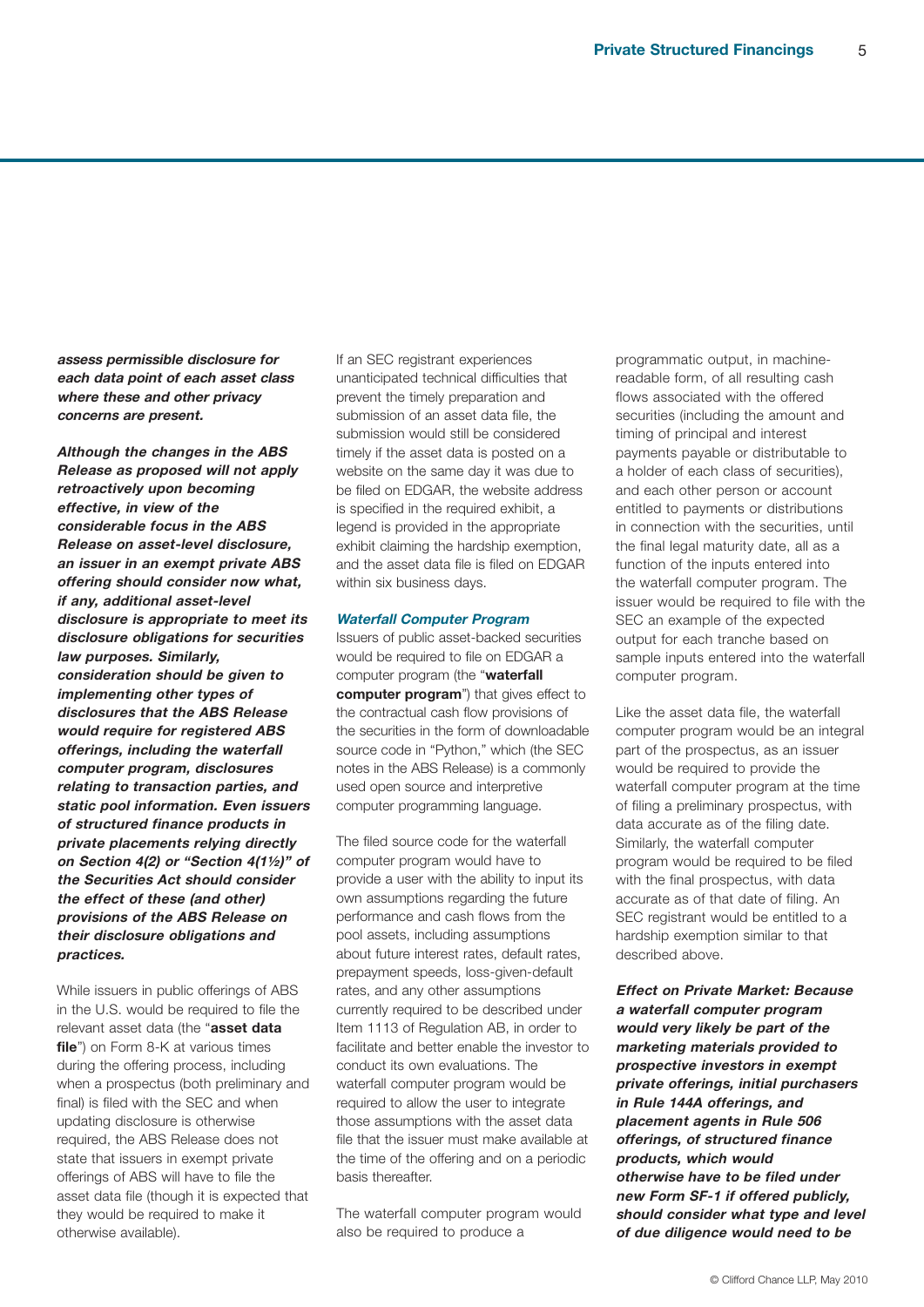***assess permissible disclosure for each data point of each asset class where these and other privacy concerns are present.***

***Although the changes in the ABS Release as proposed will not apply retroactively upon becoming effective, in view of the considerable focus in the ABS Release on asset-level disclosure, an issuer in an exempt private ABS offering should consider now what, if any, additional asset-level disclosure is appropriate to meet its disclosure obligations for securities law purposes. Similarly, consideration should be given to implementing other types of disclosures that the ABS Release would require for registered ABS offerings, including the waterfall computer program, disclosures relating to transaction parties, and static pool information. Even issuers of structured finance products in private placements relying directly on Section 4(2) or "Section 4(1½)" of the Securities Act should consider the effect of these (and other) provisions of the ABS Release on their disclosure obligations and practices.***

While issuers in public offerings of ABS in the U.S. would be required to file the relevant asset data (the "**asset data file**") on Form 8-K at various times during the offering process, including when a prospectus (both preliminary and final) is filed with the SEC and when updating disclosure is otherwise required, the ABS Release does not state that issuers in exempt private offerings of ABS will have to file the asset data file (though it is expected that they would be required to make it otherwise available).

If an SEC registrant experiences unanticipated technical difficulties that prevent the timely preparation and submission of an asset data file, the submission would still be considered timely if the asset data is posted on a website on the same day it was due to be filed on EDGAR, the website address is specified in the required exhibit, a legend is provided in the appropriate exhibit claiming the hardship exemption, and the asset data file is filed on EDGAR within six business days.

### *Waterfall Computer Program*

Issuers of public asset-backed securities would be required to file on EDGAR a computer program (the "**waterfall computer program**") that gives effect to the contractual cash flow provisions of the securities in the form of downloadable source code in "Python," which (the SEC notes in the ABS Release) is a commonly used open source and interpretive computer programming language.

The filed source code for the waterfall computer program would have to provide a user with the ability to input its own assumptions regarding the future performance and cash flows from the pool assets, including assumptions about future interest rates, default rates, prepayment speeds, loss-given-default rates, and any other assumptions currently required to be described under Item 1113 of Regulation AB, in order to facilitate and better enable the investor to conduct its own evaluations. The waterfall computer program would be required to allow the user to integrate those assumptions with the asset data file that the issuer must make available at the time of the offering and on a periodic basis thereafter.

The waterfall computer program would also be required to produce a programmatic output, in machine-readable form, of all resulting cash flows associated with the offered securities (including the amount and timing of principal and interest payments payable or distributable to a holder of each class of securities), and each other person or account entitled to payments or distributions in connection with the securities, until the final legal maturity date, all as a function of the inputs entered into the waterfall computer program. The issuer would be required to file with the SEC an example of the expected output for each tranche based on sample inputs entered into the waterfall computer program.

Like the asset data file, the waterfall computer program would be an integral part of the prospectus, as an issuer would be required to provide the waterfall computer program at the time of filing a preliminary prospectus, with data accurate as of the filing date. Similarly, the waterfall computer program would be required to be filed with the final prospectus, with data accurate as of that date of filing. An SEC registrant would be entitled to a hardship exemption similar to that described above.

***Effect on Private Market: Because a waterfall computer program would very likely be part of the marketing materials provided to prospective investors in exempt private offerings, initial purchasers in Rule 144A offerings, and placement agents in Rule 506 offerings, of structured finance products, which would otherwise have to be filed under new Form SF-1 if offered publicly, should consider what type and level of due diligence would need to be***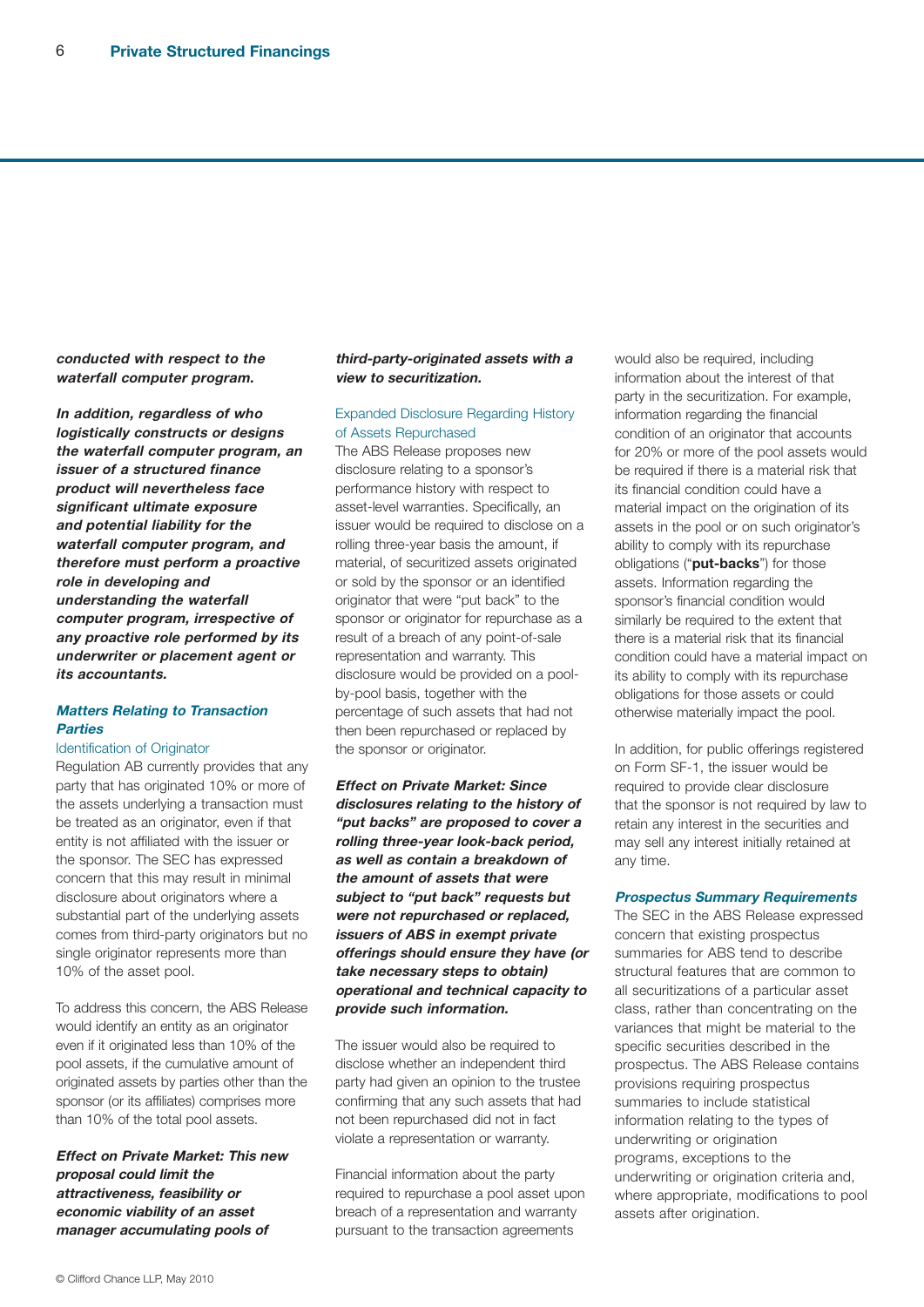***conducted with respect to the waterfall computer program.***

***In addition, regardless of who logistically constructs or designs the waterfall computer program, an issuer of a structured finance product will nevertheless face significant ultimate exposure and potential liability for the waterfall computer program, and therefore must perform a proactive role in developing and understanding the waterfall computer program, irrespective of any proactive role performed by its underwriter or placement agent or its accountants.***

### *Matters Relating to Transaction Parties*

#### Identification of Originator

Regulation AB currently provides that any party that has originated 10% or more of the assets underlying a transaction must be treated as an originator, even if that entity is not affiliated with the issuer or the sponsor. The SEC has expressed concern that this may result in minimal disclosure about originators where a substantial part of the underlying assets comes from third-party originators but no single originator represents more than 10% of the asset pool.

To address this concern, the ABS Release would identify an entity as an originator even if it originated less than 10% of the pool assets, if the cumulative amount of originated assets by parties other than the sponsor (or its affiliates) comprises more than 10% of the total pool assets.

***Effect on Private Market: This new proposal could limit the attractiveness, feasibility or economic viability of an asset manager accumulating pools of third-party-originated assets with a view to securitization.***

#### Expanded Disclosure Regarding History of Assets Repurchased

The ABS Release proposes new disclosure relating to a sponsor's performance history with respect to asset-level warranties. Specifically, an issuer would be required to disclose on a rolling three-year basis the amount, if material, of securitized assets originated or sold by the sponsor or an identified originator that were "put back" to the sponsor or originator for repurchase as a result of a breach of any point-of-sale representation and warranty. This disclosure would be provided on a pool-by-pool basis, together with the percentage of such assets that had not then been repurchased or replaced by the sponsor or originator.

***Effect on Private Market: Since disclosures relating to the history of "put backs" are proposed to cover a rolling three-year look-back period, as well as contain a breakdown of the amount of assets that were subject to "put back" requests but were not repurchased or replaced, issuers of ABS in exempt private offerings should ensure they have (or take necessary steps to obtain) operational and technical capacity to provide such information.***

The issuer would also be required to disclose whether an independent third party had given an opinion to the trustee confirming that any such assets that had not been repurchased did not in fact violate a representation or warranty.

Financial information about the party required to repurchase a pool asset upon breach of a representation and warranty pursuant to the transaction agreements would also be required, including information about the interest of that party in the securitization. For example, information regarding the financial condition of an originator that accounts for 20% or more of the pool assets would be required if there is a material risk that its financial condition could have a material impact on the origination of its assets in the pool or on such originator's ability to comply with its repurchase obligations ("**put-backs**") for those assets. Information regarding the sponsor's financial condition would similarly be required to the extent that there is a material risk that its financial condition could have a material impact on its ability to comply with its repurchase obligations for those assets or could otherwise materially impact the pool.

In addition, for public offerings registered on Form SF-1, the issuer would be required to provide clear disclosure that the sponsor is not required by law to retain any interest in the securities and may sell any interest initially retained at any time.

### *Prospectus Summary Requirements*

The SEC in the ABS Release expressed concern that existing prospectus summaries for ABS tend to describe structural features that are common to all securitizations of a particular asset class, rather than concentrating on the variances that might be material to the specific securities described in the prospectus. The ABS Release contains provisions requiring prospectus summaries to include statistical information relating to the types of underwriting or origination programs, exceptions to the underwriting or origination criteria and, where appropriate, modifications to pool assets after origination.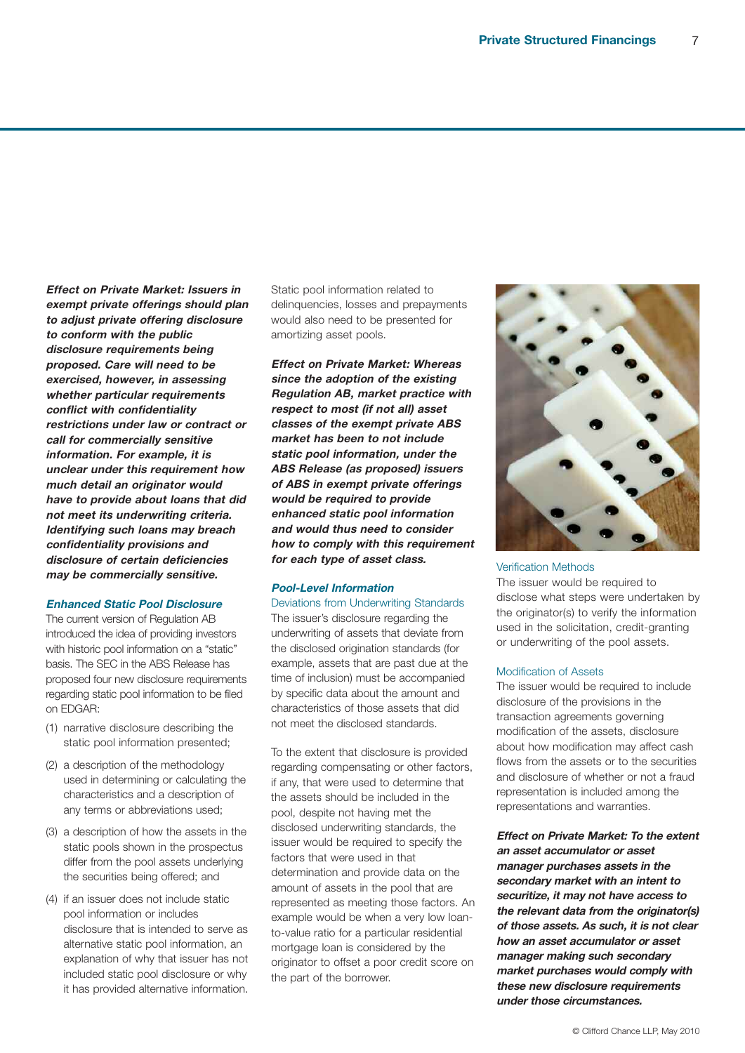***Effect on Private Market: Issuers in exempt private offerings should plan to adjust private offering disclosure to conform with the public disclosure requirements being proposed. Care will need to be exercised, however, in assessing whether particular requirements conflict with confidentiality restrictions under law or contract or call for commercially sensitive information. For example, it is unclear under this requirement how much detail an originator would have to provide about loans that did not meet its underwriting criteria. Identifying such loans may breach confidentiality provisions and disclosure of certain deficiencies may be commercially sensitive.***

### *Enhanced Static Pool Disclosure*

The current version of Regulation AB introduced the idea of providing investors with historic pool information on a "static" basis. The SEC in the ABS Release has proposed four new disclosure requirements regarding static pool information to be filed on EDGAR:

(1) narrative disclosure describing the static pool information presented;

(2) a description of the methodology used in determining or calculating the characteristics and a description of any terms or abbreviations used;

(3) a description of how the assets in the static pools shown in the prospectus differ from the pool assets underlying the securities being offered; and

(4) if an issuer does not include static pool information or includes disclosure that is intended to serve as alternative static pool information, an explanation of why that issuer has not included static pool disclosure or why it has provided alternative information.

Static pool information related to delinquencies, losses and prepayments would also need to be presented for amortizing asset pools.

***Effect on Private Market: Whereas since the adoption of the existing Regulation AB, market practice with respect to most (if not all) asset classes of the exempt private ABS market has been to not include static pool information, under the ABS Release (as proposed) issuers of ABS in exempt private offerings would be required to provide enhanced static pool information and would thus need to consider how to comply with this requirement for each type of asset class.***

### *Pool-Level Information*

#### Deviations from Underwriting Standards

The issuer's disclosure regarding the underwriting of assets that deviate from the disclosed origination standards (for example, assets that are past due at the time of inclusion) must be accompanied by specific data about the amount and characteristics of those assets that did not meet the disclosed standards.

To the extent that disclosure is provided regarding compensating or other factors, if any, that were used to determine that the assets should be included in the pool, despite not having met the disclosed underwriting standards, the issuer would be required to specify the factors that were used in that determination and provide data on the amount of assets in the pool that are represented as meeting those factors. An example would be when a very low loan-to-value ratio for a particular residential mortgage loan is considered by the originator to offset a poor credit score on the part of the borrower.

#### Verification Methods

The issuer would be required to disclose what steps were undertaken by the originator(s) to verify the information used in the solicitation, credit-granting or underwriting of the pool assets.

#### Modification of Assets

The issuer would be required to include disclosure of the provisions in the transaction agreements governing modification of the assets, disclosure about how modification may affect cash flows from the assets or to the securities and disclosure of whether or not a fraud representation is included among the representations and warranties.

***Effect on Private Market: To the extent an asset accumulator or asset manager purchases assets in the secondary market with an intent to securitize, it may not have access to the relevant data from the originator(s) of those assets. As such, it is not clear how an asset accumulator or asset manager making such secondary market purchases would comply with these new disclosure requirements under those circumstances.***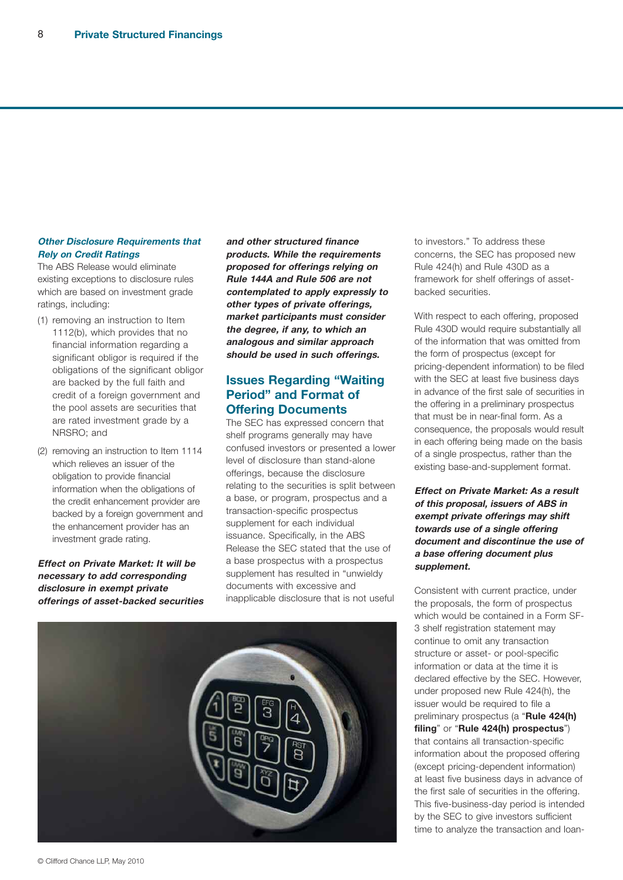### *Other Disclosure Requirements that Rely on Credit Ratings*

The ABS Release would eliminate existing exceptions to disclosure rules which are based on investment grade ratings, including:

(1) removing an instruction to Item 1112(b), which provides that no financial information regarding a significant obligor is required if the obligations of the significant obligor are backed by the full faith and credit of a foreign government and the pool assets are securities that are rated investment grade by a NRSRO; and

(2) removing an instruction to Item 1114 which relieves an issuer of the obligation to provide financial information when the obligations of the credit enhancement provider are backed by a foreign government and the enhancement provider has an investment grade rating.

***Effect on Private Market: It will be necessary to add corresponding disclosure in exempt private offerings of asset-backed securities and other structured finance products. While the requirements proposed for offerings relying on Rule 144A and Rule 506 are not contemplated to apply expressly to other types of private offerings, market participants must consider the degree, if any, to which an analogous and similar approach should be used in such offerings.***

## Issues Regarding "Waiting Period" and Format of Offering Documents

The SEC has expressed concern that shelf programs generally may have confused investors or presented a lower level of disclosure than stand-alone offerings, because the disclosure relating to the securities is split between a base, or program, prospectus and a transaction-specific prospectus supplement for each individual issuance. Specifically, in the ABS Release the SEC stated that the use of a base prospectus with a prospectus supplement has resulted in "unwieldy documents with excessive and inapplicable disclosure that is not useful to investors." To address these concerns, the SEC has proposed new Rule 424(h) and Rule 430D as a framework for shelf offerings of asset-backed securities.

With respect to each offering, proposed Rule 430D would require substantially all of the information that was omitted from the form of prospectus (except for pricing-dependent information) to be filed with the SEC at least five business days in advance of the first sale of securities in the offering in a preliminary prospectus that must be in near-final form. As a consequence, the proposals would result in each offering being made on the basis of a single prospectus, rather than the existing base-and-supplement format.

***Effect on Private Market: As a result of this proposal, issuers of ABS in exempt private offerings may shift towards use of a single offering document and discontinue the use of a base offering document plus supplement.***

Consistent with current practice, under the proposals, the form of prospectus which would be contained in a Form SF-3 shelf registration statement may continue to omit any transaction structure or asset- or pool-specific information or data at the time it is declared effective by the SEC. However, under proposed new Rule 424(h), the issuer would be required to file a preliminary prospectus (a "**Rule 424(h) filing**" or "**Rule 424(h) prospectus**") that contains all transaction-specific information about the proposed offering (except pricing-dependent information) at least five business days in advance of the first sale of securities in the offering. This five-business-day period is intended by the SEC to give investors sufficient time to analyze the transaction and loan-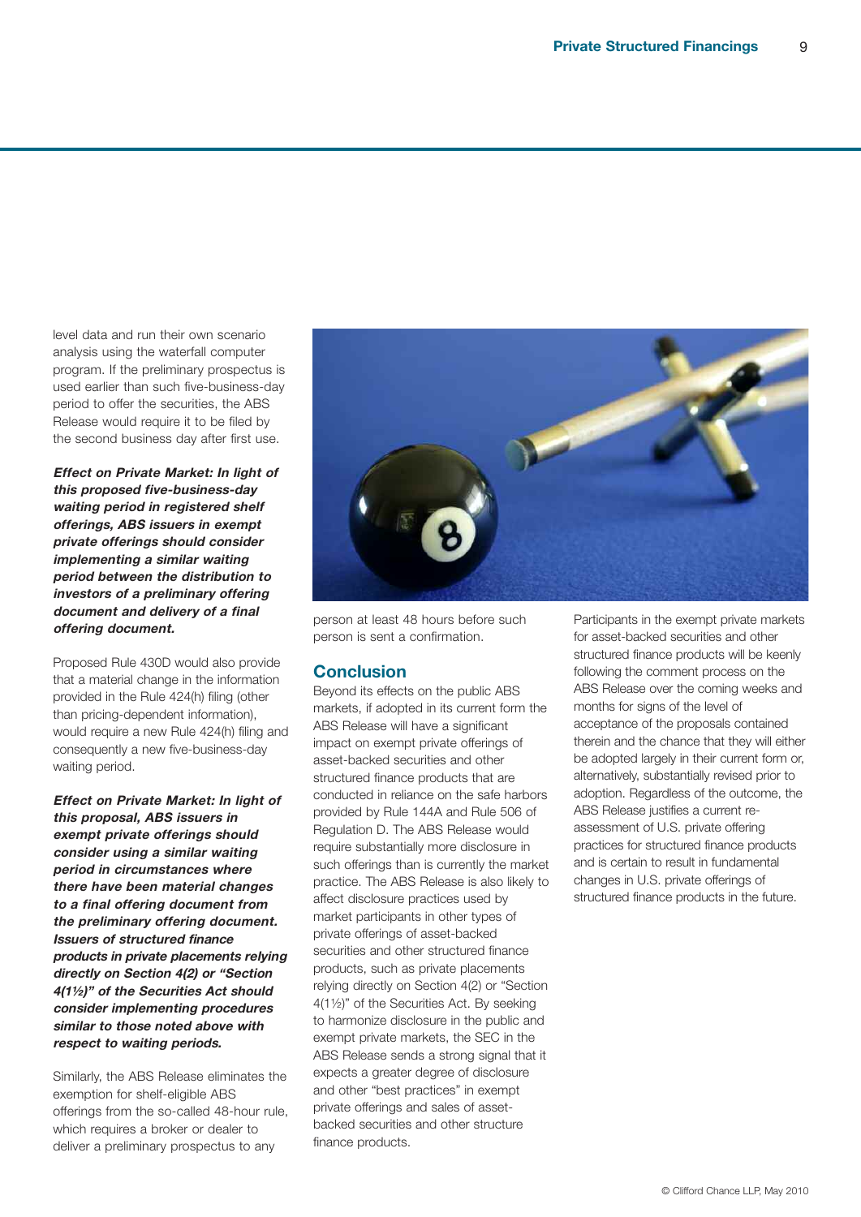level data and run their own scenario analysis using the waterfall computer program. If the preliminary prospectus is used earlier than such five-business-day period to offer the securities, the ABS Release would require it to be filed by the second business day after first use.

***Effect on Private Market: In light of this proposed five-business-day waiting period in registered shelf offerings, ABS issuers in exempt private offerings should consider implementing a similar waiting period between the distribution to investors of a preliminary offering document and delivery of a final offering document.***

Proposed Rule 430D would also provide that a material change in the information provided in the Rule 424(h) filing (other than pricing-dependent information), would require a new Rule 424(h) filing and consequently a new five-business-day waiting period.

***Effect on Private Market: In light of this proposal, ABS issuers in exempt private offerings should consider using a similar waiting period in circumstances where there have been material changes to a final offering document from the preliminary offering document. Issuers of structured finance products in private placements relying directly on Section 4(2) or "Section 4(1½)" of the Securities Act should consider implementing procedures similar to those noted above with respect to waiting periods.***

Similarly, the ABS Release eliminates the exemption for shelf-eligible ABS offerings from the so-called 48-hour rule, which requires a broker or dealer to deliver a preliminary prospectus to any person at least 48 hours before such person is sent a confirmation.

## Conclusion

Beyond its effects on the public ABS markets, if adopted in its current form the ABS Release will have a significant impact on exempt private offerings of asset-backed securities and other structured finance products that are conducted in reliance on the safe harbors provided by Rule 144A and Rule 506 of Regulation D. The ABS Release would require substantially more disclosure in such offerings than is currently the market practice. The ABS Release is also likely to affect disclosure practices used by market participants in other types of private offerings of asset-backed securities and other structured finance products, such as private placements relying directly on Section 4(2) or "Section 4(1½)" of the Securities Act. By seeking to harmonize disclosure in the public and exempt private markets, the SEC in the ABS Release sends a strong signal that it expects a greater degree of disclosure and other "best practices" in exempt private offerings and sales of asset-backed securities and other structure finance products.

Participants in the exempt private markets for asset-backed securities and other structured finance products will be keenly following the comment process on the ABS Release over the coming weeks and months for signs of the level of acceptance of the proposals contained therein and the chance that they will either be adopted largely in their current form or, alternatively, substantially revised prior to adoption. Regardless of the outcome, the ABS Release justifies a current re-assessment of U.S. private offering practices for structured finance products and is certain to result in fundamental changes in U.S. private offerings of structured finance products in the future.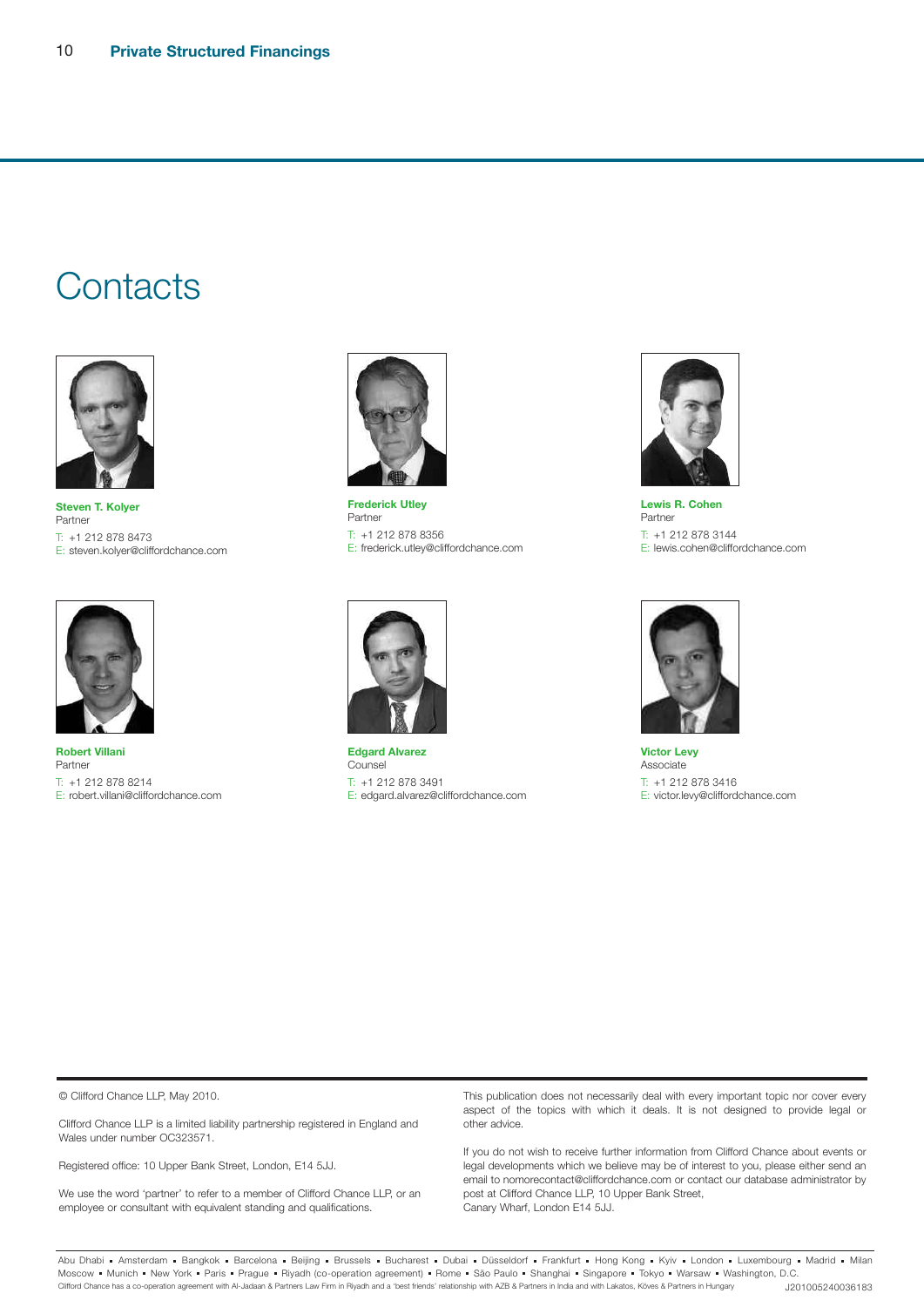# Contacts

**Steven T. Kolyer**
Partner
T: +1 212 878 8473
E: steven.kolyer@cliffordchance.com

**Frederick Utley**
Partner
T: +1 212 878 8356
E: frederick.utley@cliffordchance.com

**Lewis R. Cohen**
Partner
T: +1 212 878 3144
E: lewis.cohen@cliffordchance.com

**Robert Villani**
Partner
T: +1 212 878 8214
E: robert.villani@cliffordchance.com

**Edgard Alvarez**
Counsel
T: +1 212 878 3491
E: edgard.alvarez@cliffordchance.com

**Victor Levy**
Associate
T: +1 212 878 3416
E: victor.levy@cliffordchance.com

---

© Clifford Chance LLP, May 2010.

Clifford Chance LLP is a limited liability partnership registered in England and Wales under number OC323571.

Registered office: 10 Upper Bank Street, London, E14 5JJ.

We use the word 'partner' to refer to a member of Clifford Chance LLP, or an employee or consultant with equivalent standing and qualifications.

This publication does not necessarily deal with every important topic nor cover every aspect of the topics with which it deals. It is not designed to provide legal or other advice.

If you do not wish to receive further information from Clifford Chance about events or legal developments which we believe may be of interest to you, please either send an email to nomorecontact@cliffordchance.com or contact our database administrator by post at Clifford Chance LLP, 10 Upper Bank Street, Canary Wharf, London E14 5JJ.

Abu Dhabi ▪ Amsterdam ▪ Bangkok ▪ Barcelona ▪ Beijing ▪ Brussels ▪ Bucharest ▪ Dubai ▪ Düsseldorf ▪ Frankfurt ▪ Hong Kong ▪ Kyiv ▪ London ▪ Luxembourg ▪ Madrid ▪ Milan Moscow ▪ Munich ▪ New York ▪ Paris ▪ Prague ▪ Riyadh (co-operation agreement) ▪ Rome ▪ São Paulo ▪ Shanghai ▪ Singapore ▪ Tokyo ▪ Warsaw ▪ Washington, D.C.

Clifford Chance has a co-operation agreement with Al-Jadaan & Partners Law Firm in Riyadh and a 'best friends' relationship with AZB & Partners in India and with Lakatos, Köves & Partners in Hungary

J201005240036183